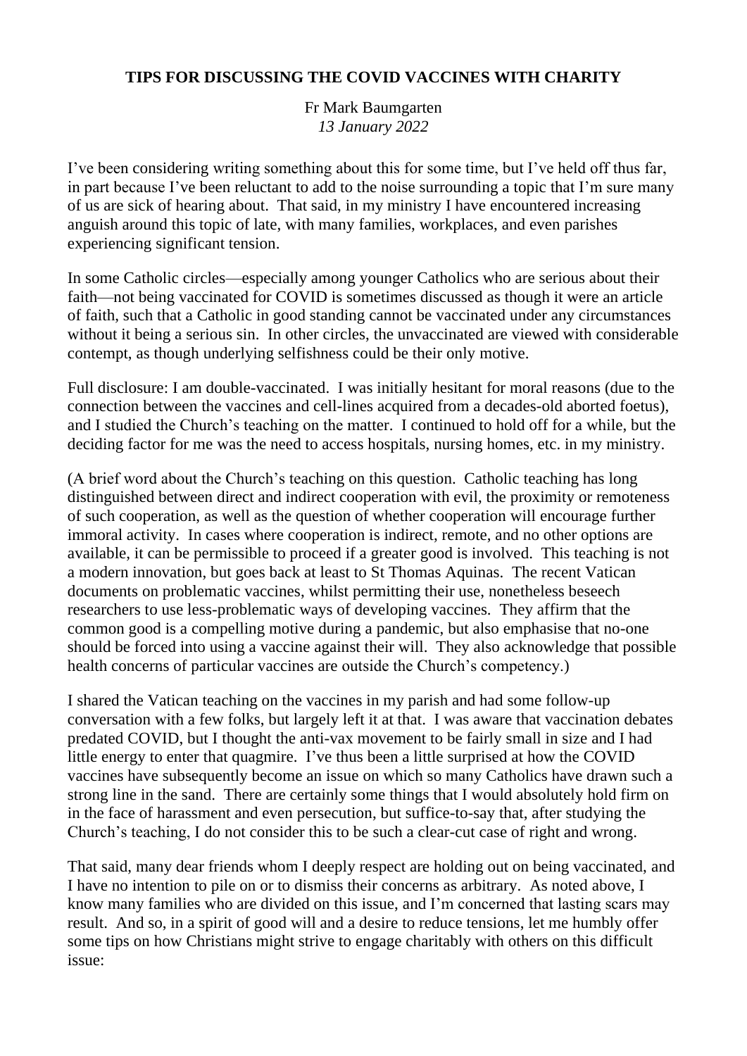# TIPS FOR DISCUSSING THE COVID VACCINES WITH CHARITY

Fr Mark Baumgarten
*13 January 2022*

I've been considering writing something about this for some time, but I've held off thus far, in part because I've been reluctant to add to the noise surrounding a topic that I'm sure many of us are sick of hearing about. That said, in my ministry I have encountered increasing anguish around this topic of late, with many families, workplaces, and even parishes experiencing significant tension.

In some Catholic circles—especially among younger Catholics who are serious about their faith—not being vaccinated for COVID is sometimes discussed as though it were an article of faith, such that a Catholic in good standing cannot be vaccinated under any circumstances without it being a serious sin. In other circles, the unvaccinated are viewed with considerable contempt, as though underlying selfishness could be their only motive.

Full disclosure: I am double-vaccinated. I was initially hesitant for moral reasons (due to the connection between the vaccines and cell-lines acquired from a decades-old aborted foetus), and I studied the Church's teaching on the matter. I continued to hold off for a while, but the deciding factor for me was the need to access hospitals, nursing homes, etc. in my ministry.

(A brief word about the Church's teaching on this question. Catholic teaching has long distinguished between direct and indirect cooperation with evil, the proximity or remoteness of such cooperation, as well as the question of whether cooperation will encourage further immoral activity. In cases where cooperation is indirect, remote, and no other options are available, it can be permissible to proceed if a greater good is involved. This teaching is not a modern innovation, but goes back at least to St Thomas Aquinas. The recent Vatican documents on problematic vaccines, whilst permitting their use, nonetheless beseech researchers to use less-problematic ways of developing vaccines. They affirm that the common good is a compelling motive during a pandemic, but also emphasise that no-one should be forced into using a vaccine against their will. They also acknowledge that possible health concerns of particular vaccines are outside the Church's competency.)

I shared the Vatican teaching on the vaccines in my parish and had some follow-up conversation with a few folks, but largely left it at that. I was aware that vaccination debates predated COVID, but I thought the anti-vax movement to be fairly small in size and I had little energy to enter that quagmire. I've thus been a little surprised at how the COVID vaccines have subsequently become an issue on which so many Catholics have drawn such a strong line in the sand. There are certainly some things that I would absolutely hold firm on in the face of harassment and even persecution, but suffice-to-say that, after studying the Church's teaching, I do not consider this to be such a clear-cut case of right and wrong.

That said, many dear friends whom I deeply respect are holding out on being vaccinated, and I have no intention to pile on or to dismiss their concerns as arbitrary. As noted above, I know many families who are divided on this issue, and I'm concerned that lasting scars may result. And so, in a spirit of good will and a desire to reduce tensions, let me humbly offer some tips on how Christians might strive to engage charitably with others on this difficult issue: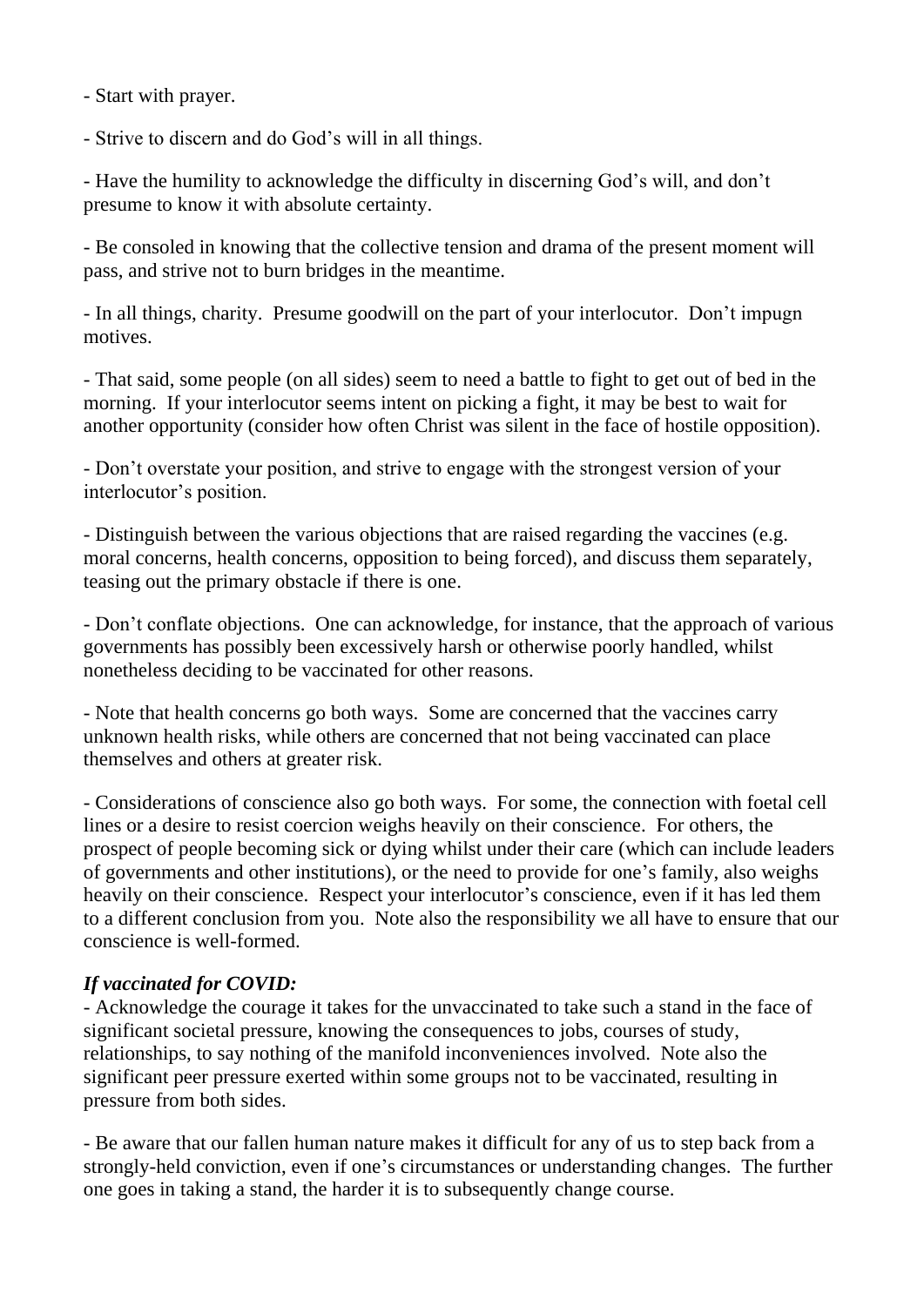- Start with prayer.

- Strive to discern and do God's will in all things.

- Have the humility to acknowledge the difficulty in discerning God's will, and don't presume to know it with absolute certainty.

- Be consoled in knowing that the collective tension and drama of the present moment will pass, and strive not to burn bridges in the meantime.

- In all things, charity.  Presume goodwill on the part of your interlocutor.  Don't impugn motives.

- That said, some people (on all sides) seem to need a battle to fight to get out of bed in the morning.  If your interlocutor seems intent on picking a fight, it may be best to wait for another opportunity (consider how often Christ was silent in the face of hostile opposition).

- Don't overstate your position, and strive to engage with the strongest version of your interlocutor's position.

- Distinguish between the various objections that are raised regarding the vaccines (e.g. moral concerns, health concerns, opposition to being forced), and discuss them separately, teasing out the primary obstacle if there is one.

- Don't conflate objections.  One can acknowledge, for instance, that the approach of various governments has possibly been excessively harsh or otherwise poorly handled, whilst nonetheless deciding to be vaccinated for other reasons.

- Note that health concerns go both ways.  Some are concerned that the vaccines carry unknown health risks, while others are concerned that not being vaccinated can place themselves and others at greater risk.

- Considerations of conscience also go both ways.  For some, the connection with foetal cell lines or a desire to resist coercion weighs heavily on their conscience.  For others, the prospect of people becoming sick or dying whilst under their care (which can include leaders of governments and other institutions), or the need to provide for one's family, also weighs heavily on their conscience.  Respect your interlocutor's conscience, even if it has led them to a different conclusion from you.  Note also the responsibility we all have to ensure that our conscience is well-formed.

***If vaccinated for COVID:***

- Acknowledge the courage it takes for the unvaccinated to take such a stand in the face of significant societal pressure, knowing the consequences to jobs, courses of study, relationships, to say nothing of the manifold inconveniences involved.  Note also the significant peer pressure exerted within some groups not to be vaccinated, resulting in pressure from both sides.

- Be aware that our fallen human nature makes it difficult for any of us to step back from a strongly-held conviction, even if one's circumstances or understanding changes.  The further one goes in taking a stand, the harder it is to subsequently change course.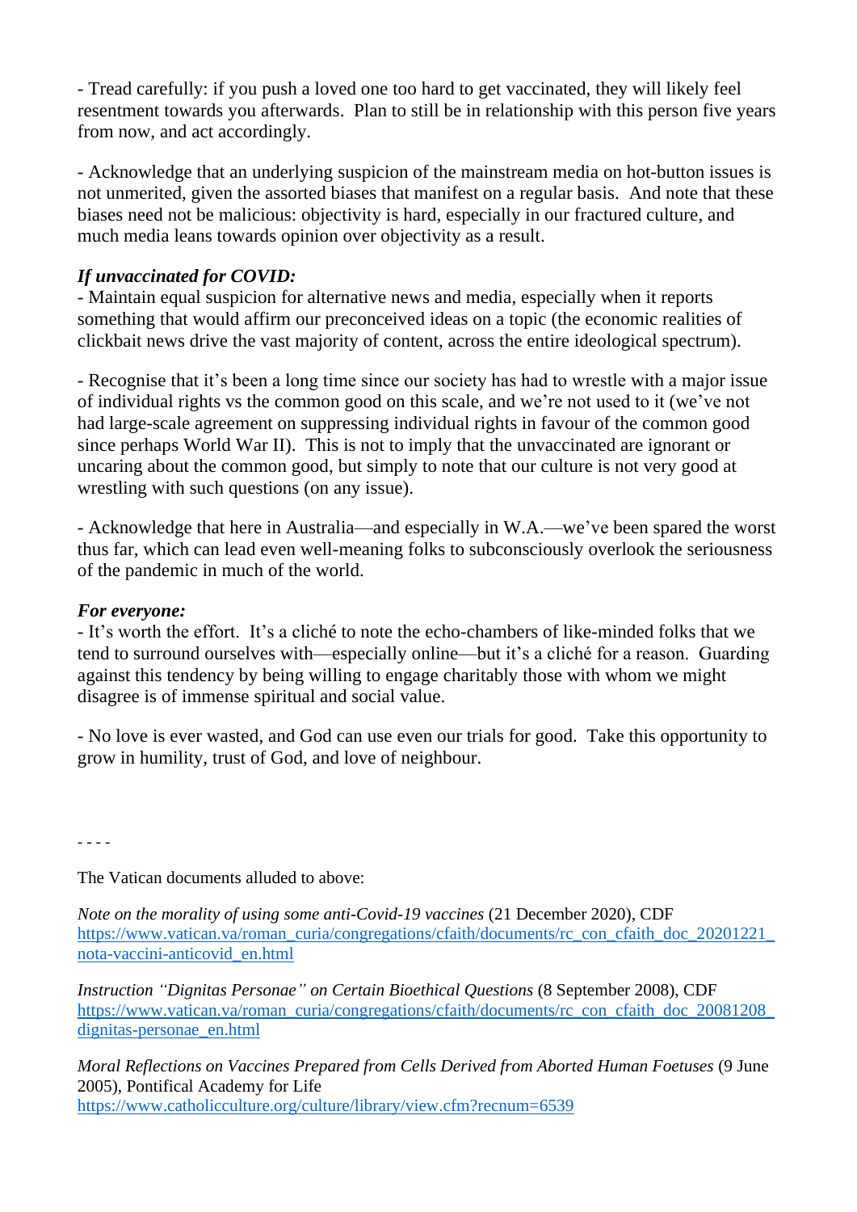- Tread carefully: if you push a loved one too hard to get vaccinated, they will likely feel resentment towards you afterwards. Plan to still be in relationship with this person five years from now, and act accordingly.

- Acknowledge that an underlying suspicion of the mainstream media on hot-button issues is not unmerited, given the assorted biases that manifest on a regular basis. And note that these biases need not be malicious: objectivity is hard, especially in our fractured culture, and much media leans towards opinion over objectivity as a result.

***If unvaccinated for COVID:***

- Maintain equal suspicion for alternative news and media, especially when it reports something that would affirm our preconceived ideas on a topic (the economic realities of clickbait news drive the vast majority of content, across the entire ideological spectrum).

- Recognise that it's been a long time since our society has had to wrestle with a major issue of individual rights vs the common good on this scale, and we're not used to it (we've not had large-scale agreement on suppressing individual rights in favour of the common good since perhaps World War II). This is not to imply that the unvaccinated are ignorant or uncaring about the common good, but simply to note that our culture is not very good at wrestling with such questions (on any issue).

- Acknowledge that here in Australia—and especially in W.A.—we've been spared the worst thus far, which can lead even well-meaning folks to subconsciously overlook the seriousness of the pandemic in much of the world.

***For everyone:***

- It's worth the effort. It's a cliché to note the echo-chambers of like-minded folks that we tend to surround ourselves with—especially online—but it's a cliché for a reason. Guarding against this tendency by being willing to engage charitably those with whom we might disagree is of immense spiritual and social value.

- No love is ever wasted, and God can use even our trials for good. Take this opportunity to grow in humility, trust of God, and love of neighbour.

- - - -

The Vatican documents alluded to above:

*Note on the morality of using some anti-Covid-19 vaccines* (21 December 2020), CDF
https://www.vatican.va/roman_curia/congregations/cfaith/documents/rc_con_cfaith_doc_20201221_nota-vaccini-anticovid_en.html

*Instruction "Dignitas Personae" on Certain Bioethical Questions* (8 September 2008), CDF
https://www.vatican.va/roman_curia/congregations/cfaith/documents/rc_con_cfaith_doc_20081208_dignitas-personae_en.html

*Moral Reflections on Vaccines Prepared from Cells Derived from Aborted Human Foetuses* (9 June 2005), Pontifical Academy for Life
https://www.catholicculture.org/culture/library/view.cfm?recnum=6539